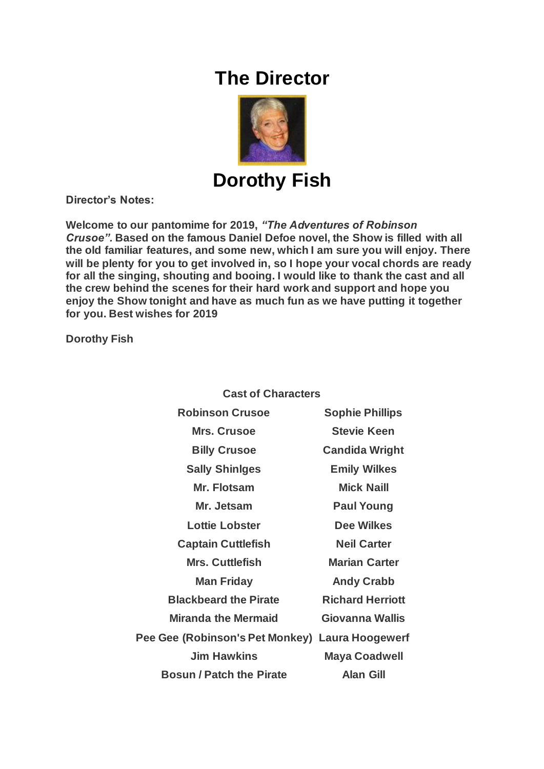# The Director

# Dorothy Fish

**Director's Notes:**

**Welcome to our pantomime for 2019, *"The Adventures of Robinson Crusoe".* Based on the famous Daniel Defoe novel, the Show is filled with all the old familiar features, and some new, which I am sure you will enjoy. There will be plenty for you to get involved in, so I hope your vocal chords are ready for all the singing, shouting and booing. I would like to thank the cast and all the crew behind the scenes for their hard work and support and hope you enjoy the Show tonight and have as much fun as we have putting it together for you. Best wishes for 2019**

**Dorothy Fish**

**Cast of Characters**

| | |
|---|---|
| Robinson Crusoe | Sophie Phillips |
| Mrs. Crusoe | Stevie Keen |
| Billy Crusoe | Candida Wright |
| Sally Shinlges | Emily Wilkes |
| Mr. Flotsam | Mick Naill |
| Mr. Jetsam | Paul Young |
| Lottie Lobster | Dee Wilkes |
| Captain Cuttlefish | Neil Carter |
| Mrs. Cuttlefish | Marian Carter |
| Man Friday | Andy Crabb |
| Blackbeard the Pirate | Richard Herriott |
| Miranda the Mermaid | Giovanna Wallis |
| Pee Gee (Robinson's Pet Monkey) | Laura Hoogewerf |
| Jim Hawkins | Maya Coadwell |
| Bosun / Patch the Pirate | Alan Gill |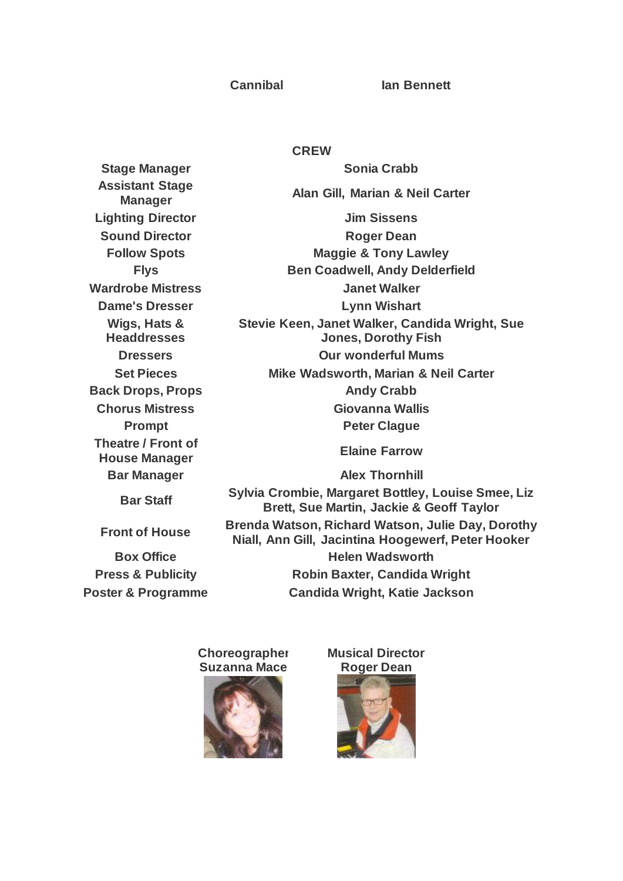| | |
|---|---|
| **Cannibal** | **Ian Bennett** |

## CREW

| | |
|---|---|
| **Stage Manager** | **Sonia Crabb** |
| **Assistant Stage Manager** | **Alan Gill, Marian & Neil Carter** |
| **Lighting Director** | **Jim Sissens** |
| **Sound Director** | **Roger Dean** |
| **Follow Spots** | **Maggie & Tony Lawley** |
| **Flys** | **Ben Coadwell, Andy Delderfield** |
| **Wardrobe Mistress** | **Janet Walker** |
| **Dame's Dresser** | **Lynn Wishart** |
| **Wigs, Hats & Headdresses** | **Stevie Keen, Janet Walker, Candida Wright, Sue Jones, Dorothy Fish** |
| **Dressers** | **Our wonderful Mums** |
| **Set Pieces** | **Mike Wadsworth, Marian & Neil Carter** |
| **Back Drops, Props** | **Andy Crabb** |
| **Chorus Mistress** | **Giovanna Wallis** |
| **Prompt** | **Peter Clague** |
| **Theatre / Front of House Manager** | **Elaine Farrow** |
| **Bar Manager** | **Alex Thornhill** |
| **Bar Staff** | **Sylvia Crombie, Margaret Bottley, Louise Smee, Liz Brett, Sue Martin, Jackie & Geoff Taylor** |
| **Front of House** | **Brenda Watson, Richard Watson, Julie Day, Dorothy Niall, Ann Gill, Jacintina Hoogewerf, Peter Hooker** |
| **Box Office** | **Helen Wadsworth** |
| **Press & Publicity** | **Robin Baxter, Candida Wright** |
| **Poster & Programme** | **Candida Wright, Katie Jackson** |

**Choreographer**
**Suzanna Mace**

**Musical Director**
**Roger Dean**